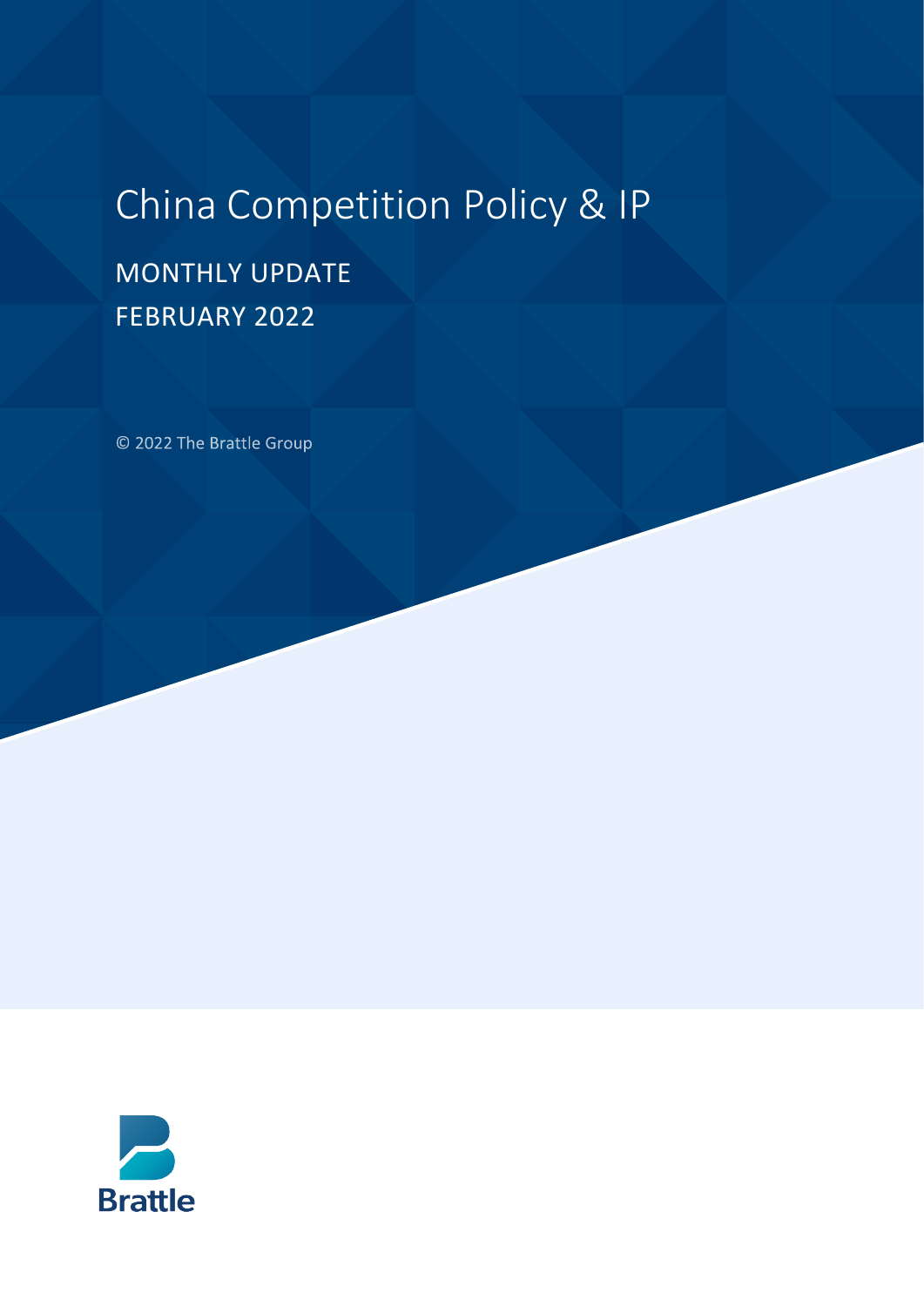# China Competition Policy & IP

MONTHLY UPDATE

FEBRUARY 2022

© 2022 The Brattle Group

Brattle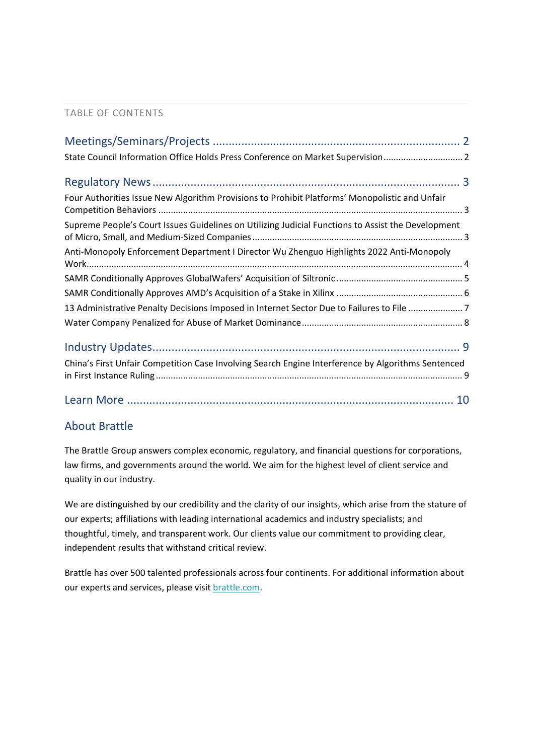TABLE OF CONTENTS

## Meetings/Seminars/Projects ........ 2

State Council Information Office Holds Press Conference on Market Supervision ........ 2

## Regulatory News ........ 3

Four Authorities Issue New Algorithm Provisions to Prohibit Platforms' Monopolistic and Unfair Competition Behaviors ........ 3

Supreme People's Court Issues Guidelines on Utilizing Judicial Functions to Assist the Development of Micro, Small, and Medium-Sized Companies ........ 3

Anti-Monopoly Enforcement Department I Director Wu Zhenguo Highlights 2022 Anti-Monopoly Work........ 4

SAMR Conditionally Approves GlobalWafers' Acquisition of Siltronic ........ 5

SAMR Conditionally Approves AMD's Acquisition of a Stake in Xilinx ........ 6

13 Administrative Penalty Decisions Imposed in Internet Sector Due to Failures to File ........ 7

Water Company Penalized for Abuse of Market Dominance ........ 8

## Industry Updates........ 9

China's First Unfair Competition Case Involving Search Engine Interference by Algorithms Sentenced in First Instance Ruling ........ 9

## Learn More ........ 10

## About Brattle

The Brattle Group answers complex economic, regulatory, and financial questions for corporations, law firms, and governments around the world. We aim for the highest level of client service and quality in our industry.

We are distinguished by our credibility and the clarity of our insights, which arise from the stature of our experts; affiliations with leading international academics and industry specialists; and thoughtful, timely, and transparent work. Our clients value our commitment to providing clear, independent results that withstand critical review.

Brattle has over 500 talented professionals across four continents. For additional information about our experts and services, please visit [brattle.com](brattle.com).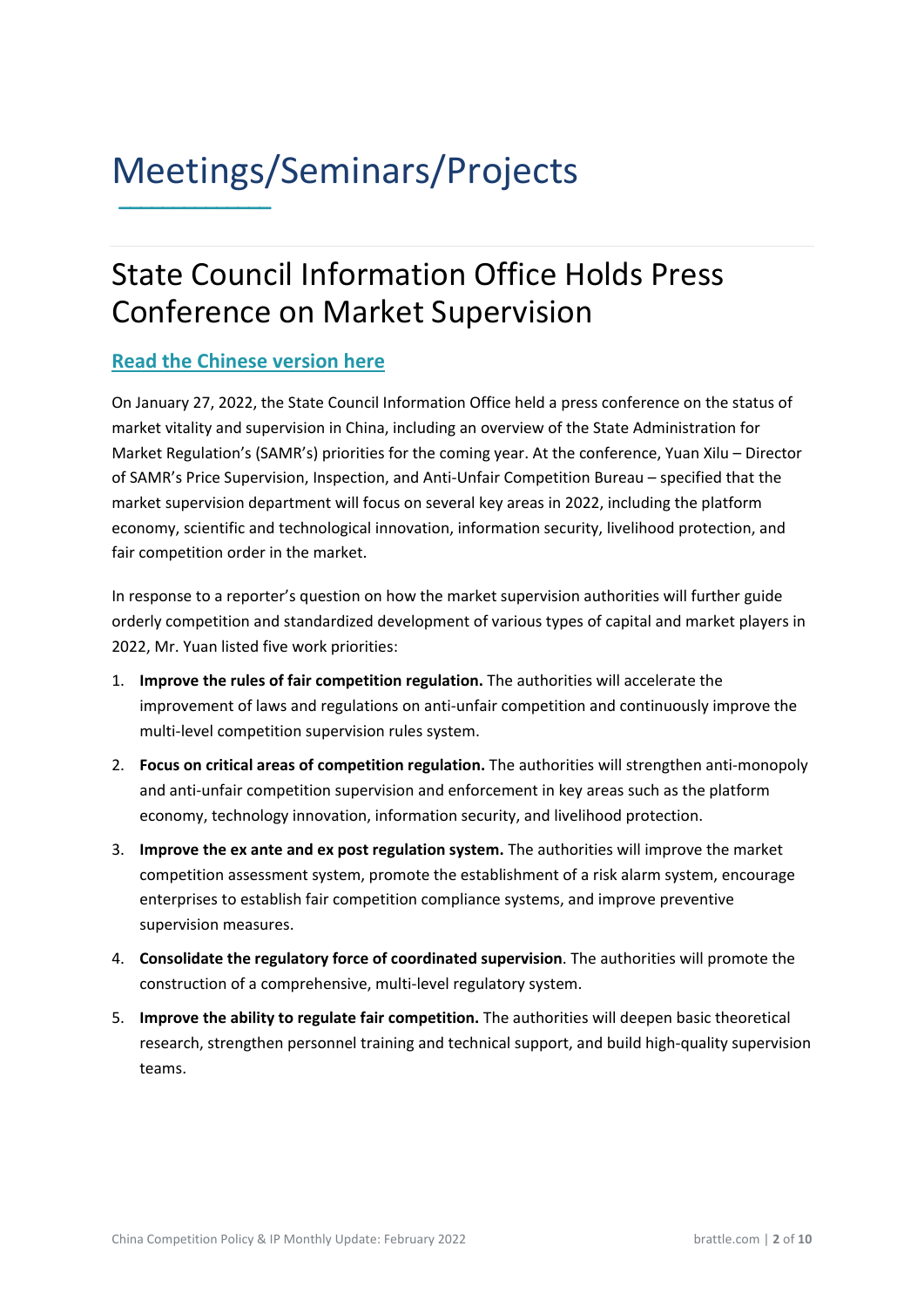# Meetings/Seminars/Projects

## State Council Information Office Holds Press Conference on Market Supervision

**Read the Chinese version here**

On January 27, 2022, the State Council Information Office held a press conference on the status of market vitality and supervision in China, including an overview of the State Administration for Market Regulation's (SAMR's) priorities for the coming year. At the conference, Yuan Xilu – Director of SAMR's Price Supervision, Inspection, and Anti-Unfair Competition Bureau – specified that the market supervision department will focus on several key areas in 2022, including the platform economy, scientific and technological innovation, information security, livelihood protection, and fair competition order in the market.

In response to a reporter's question on how the market supervision authorities will further guide orderly competition and standardized development of various types of capital and market players in 2022, Mr. Yuan listed five work priorities:

1. **Improve the rules of fair competition regulation.** The authorities will accelerate the improvement of laws and regulations on anti-unfair competition and continuously improve the multi-level competition supervision rules system.
2. **Focus on critical areas of competition regulation.** The authorities will strengthen anti-monopoly and anti-unfair competition supervision and enforcement in key areas such as the platform economy, technology innovation, information security, and livelihood protection.
3. **Improve the ex ante and ex post regulation system.** The authorities will improve the market competition assessment system, promote the establishment of a risk alarm system, encourage enterprises to establish fair competition compliance systems, and improve preventive supervision measures.
4. **Consolidate the regulatory force of coordinated supervision**. The authorities will promote the construction of a comprehensive, multi-level regulatory system.
5. **Improve the ability to regulate fair competition.** The authorities will deepen basic theoretical research, strengthen personnel training and technical support, and build high-quality supervision teams.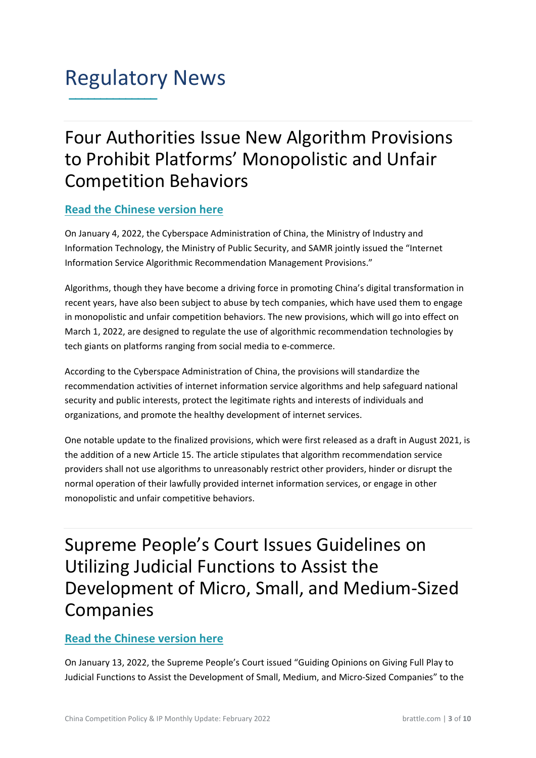# Regulatory News

## Four Authorities Issue New Algorithm Provisions to Prohibit Platforms' Monopolistic and Unfair Competition Behaviors

**Read the Chinese version here**

On January 4, 2022, the Cyberspace Administration of China, the Ministry of Industry and Information Technology, the Ministry of Public Security, and SAMR jointly issued the "Internet Information Service Algorithmic Recommendation Management Provisions."

Algorithms, though they have become a driving force in promoting China's digital transformation in recent years, have also been subject to abuse by tech companies, which have used them to engage in monopolistic and unfair competition behaviors. The new provisions, which will go into effect on March 1, 2022, are designed to regulate the use of algorithmic recommendation technologies by tech giants on platforms ranging from social media to e-commerce.

According to the Cyberspace Administration of China, the provisions will standardize the recommendation activities of internet information service algorithms and help safeguard national security and public interests, protect the legitimate rights and interests of individuals and organizations, and promote the healthy development of internet services.

One notable update to the finalized provisions, which were first released as a draft in August 2021, is the addition of a new Article 15. The article stipulates that algorithm recommendation service providers shall not use algorithms to unreasonably restrict other providers, hinder or disrupt the normal operation of their lawfully provided internet information services, or engage in other monopolistic and unfair competitive behaviors.

## Supreme People's Court Issues Guidelines on Utilizing Judicial Functions to Assist the Development of Micro, Small, and Medium-Sized Companies

**Read the Chinese version here**

On January 13, 2022, the Supreme People's Court issued "Guiding Opinions on Giving Full Play to Judicial Functions to Assist the Development of Small, Medium, and Micro-Sized Companies" to the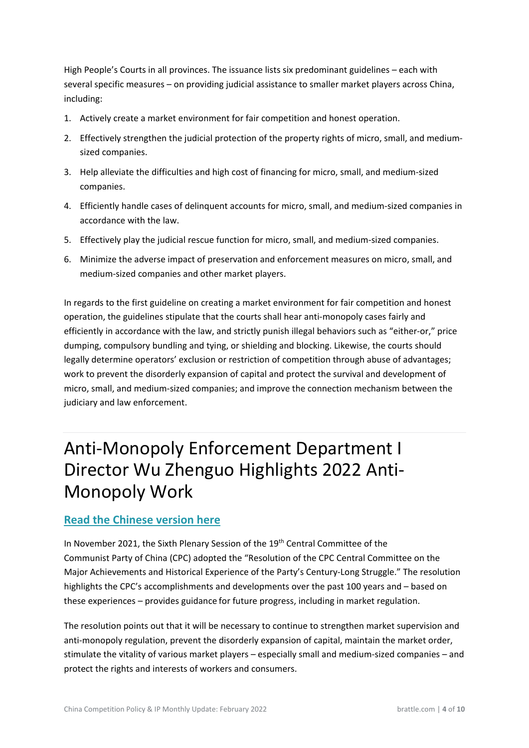High People's Courts in all provinces. The issuance lists six predominant guidelines – each with several specific measures – on providing judicial assistance to smaller market players across China, including:

1. Actively create a market environment for fair competition and honest operation.
2. Effectively strengthen the judicial protection of the property rights of micro, small, and medium-sized companies.
3. Help alleviate the difficulties and high cost of financing for micro, small, and medium-sized companies.
4. Efficiently handle cases of delinquent accounts for micro, small, and medium-sized companies in accordance with the law.
5. Effectively play the judicial rescue function for micro, small, and medium-sized companies.
6. Minimize the adverse impact of preservation and enforcement measures on micro, small, and medium-sized companies and other market players.

In regards to the first guideline on creating a market environment for fair competition and honest operation, the guidelines stipulate that the courts shall hear anti-monopoly cases fairly and efficiently in accordance with the law, and strictly punish illegal behaviors such as "either-or," price dumping, compulsory bundling and tying, or shielding and blocking. Likewise, the courts should legally determine operators' exclusion or restriction of competition through abuse of advantages; work to prevent the disorderly expansion of capital and protect the survival and development of micro, small, and medium-sized companies; and improve the connection mechanism between the judiciary and law enforcement.

## Anti-Monopoly Enforcement Department I Director Wu Zhenguo Highlights 2022 Anti-Monopoly Work

### **Read the Chinese version here**

In November 2021, the Sixth Plenary Session of the 19th Central Committee of the Communist Party of China (CPC) adopted the "Resolution of the CPC Central Committee on the Major Achievements and Historical Experience of the Party's Century-Long Struggle." The resolution highlights the CPC's accomplishments and developments over the past 100 years and – based on these experiences – provides guidance for future progress, including in market regulation.

The resolution points out that it will be necessary to continue to strengthen market supervision and anti-monopoly regulation, prevent the disorderly expansion of capital, maintain the market order, stimulate the vitality of various market players – especially small and medium-sized companies – and protect the rights and interests of workers and consumers.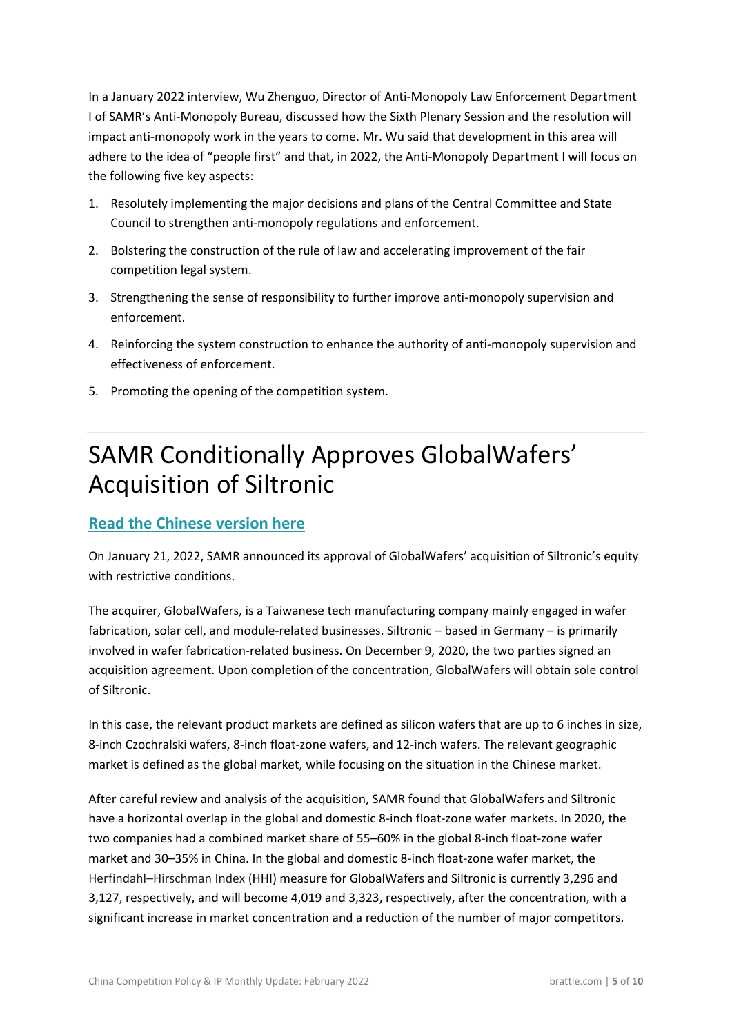In a January 2022 interview, Wu Zhenguo, Director of Anti-Monopoly Law Enforcement Department I of SAMR's Anti-Monopoly Bureau, discussed how the Sixth Plenary Session and the resolution will impact anti-monopoly work in the years to come. Mr. Wu said that development in this area will adhere to the idea of "people first" and that, in 2022, the Anti-Monopoly Department I will focus on the following five key aspects:

1. Resolutely implementing the major decisions and plans of the Central Committee and State Council to strengthen anti-monopoly regulations and enforcement.
2. Bolstering the construction of the rule of law and accelerating improvement of the fair competition legal system.
3. Strengthening the sense of responsibility to further improve anti-monopoly supervision and enforcement.
4. Reinforcing the system construction to enhance the authority of anti-monopoly supervision and effectiveness of enforcement.
5. Promoting the opening of the competition system.

# SAMR Conditionally Approves GlobalWafers' Acquisition of Siltronic

## Read the Chinese version here

On January 21, 2022, SAMR announced its approval of GlobalWafers' acquisition of Siltronic's equity with restrictive conditions.

The acquirer, GlobalWafers, is a Taiwanese tech manufacturing company mainly engaged in wafer fabrication, solar cell, and module-related businesses. Siltronic – based in Germany – is primarily involved in wafer fabrication-related business. On December 9, 2020, the two parties signed an acquisition agreement. Upon completion of the concentration, GlobalWafers will obtain sole control of Siltronic.

In this case, the relevant product markets are defined as silicon wafers that are up to 6 inches in size, 8-inch Czochralski wafers, 8-inch float-zone wafers, and 12-inch wafers. The relevant geographic market is defined as the global market, while focusing on the situation in the Chinese market.

After careful review and analysis of the acquisition, SAMR found that GlobalWafers and Siltronic have a horizontal overlap in the global and domestic 8-inch float-zone wafer markets. In 2020, the two companies had a combined market share of 55–60% in the global 8-inch float-zone wafer market and 30–35% in China. In the global and domestic 8-inch float-zone wafer market, the Herfindahl–Hirschman Index (HHI) measure for GlobalWafers and Siltronic is currently 3,296 and 3,127, respectively, and will become 4,019 and 3,323, respectively, after the concentration, with a significant increase in market concentration and a reduction of the number of major competitors.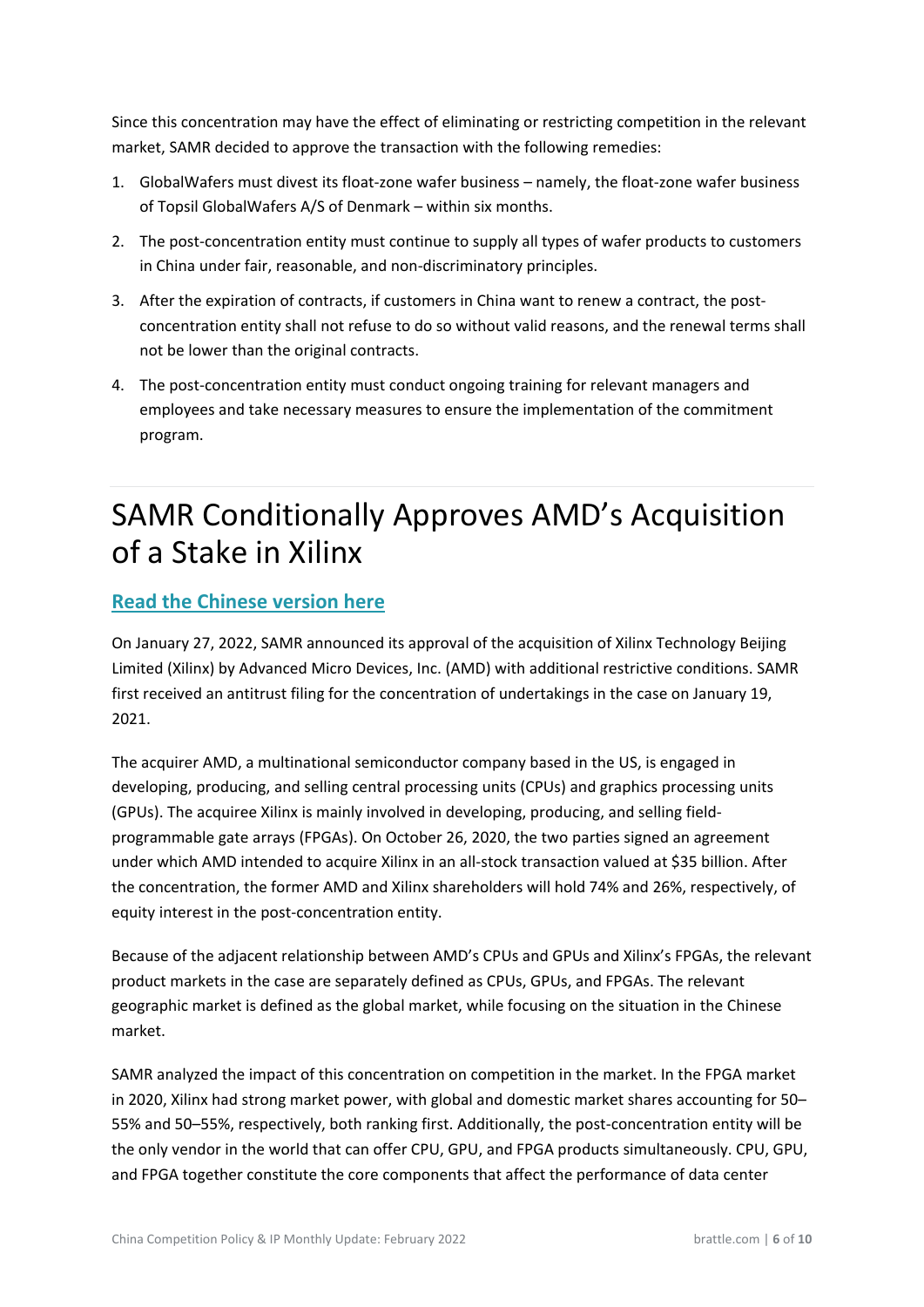Since this concentration may have the effect of eliminating or restricting competition in the relevant market, SAMR decided to approve the transaction with the following remedies:

1. GlobalWafers must divest its float-zone wafer business – namely, the float-zone wafer business of Topsil GlobalWafers A/S of Denmark – within six months.
2. The post-concentration entity must continue to supply all types of wafer products to customers in China under fair, reasonable, and non-discriminatory principles.
3. After the expiration of contracts, if customers in China want to renew a contract, the post-concentration entity shall not refuse to do so without valid reasons, and the renewal terms shall not be lower than the original contracts.
4. The post-concentration entity must conduct ongoing training for relevant managers and employees and take necessary measures to ensure the implementation of the commitment program.

# SAMR Conditionally Approves AMD's Acquisition of a Stake in Xilinx

## Read the Chinese version here

On January 27, 2022, SAMR announced its approval of the acquisition of Xilinx Technology Beijing Limited (Xilinx) by Advanced Micro Devices, Inc. (AMD) with additional restrictive conditions. SAMR first received an antitrust filing for the concentration of undertakings in the case on January 19, 2021.

The acquirer AMD, a multinational semiconductor company based in the US, is engaged in developing, producing, and selling central processing units (CPUs) and graphics processing units (GPUs). The acquiree Xilinx is mainly involved in developing, producing, and selling field-programmable gate arrays (FPGAs). On October 26, 2020, the two parties signed an agreement under which AMD intended to acquire Xilinx in an all-stock transaction valued at $35 billion. After the concentration, the former AMD and Xilinx shareholders will hold 74% and 26%, respectively, of equity interest in the post-concentration entity.

Because of the adjacent relationship between AMD's CPUs and GPUs and Xilinx's FPGAs, the relevant product markets in the case are separately defined as CPUs, GPUs, and FPGAs. The relevant geographic market is defined as the global market, while focusing on the situation in the Chinese market.

SAMR analyzed the impact of this concentration on competition in the market. In the FPGA market in 2020, Xilinx had strong market power, with global and domestic market shares accounting for 50–55% and 50–55%, respectively, both ranking first. Additionally, the post-concentration entity will be the only vendor in the world that can offer CPU, GPU, and FPGA products simultaneously. CPU, GPU, and FPGA together constitute the core components that affect the performance of data center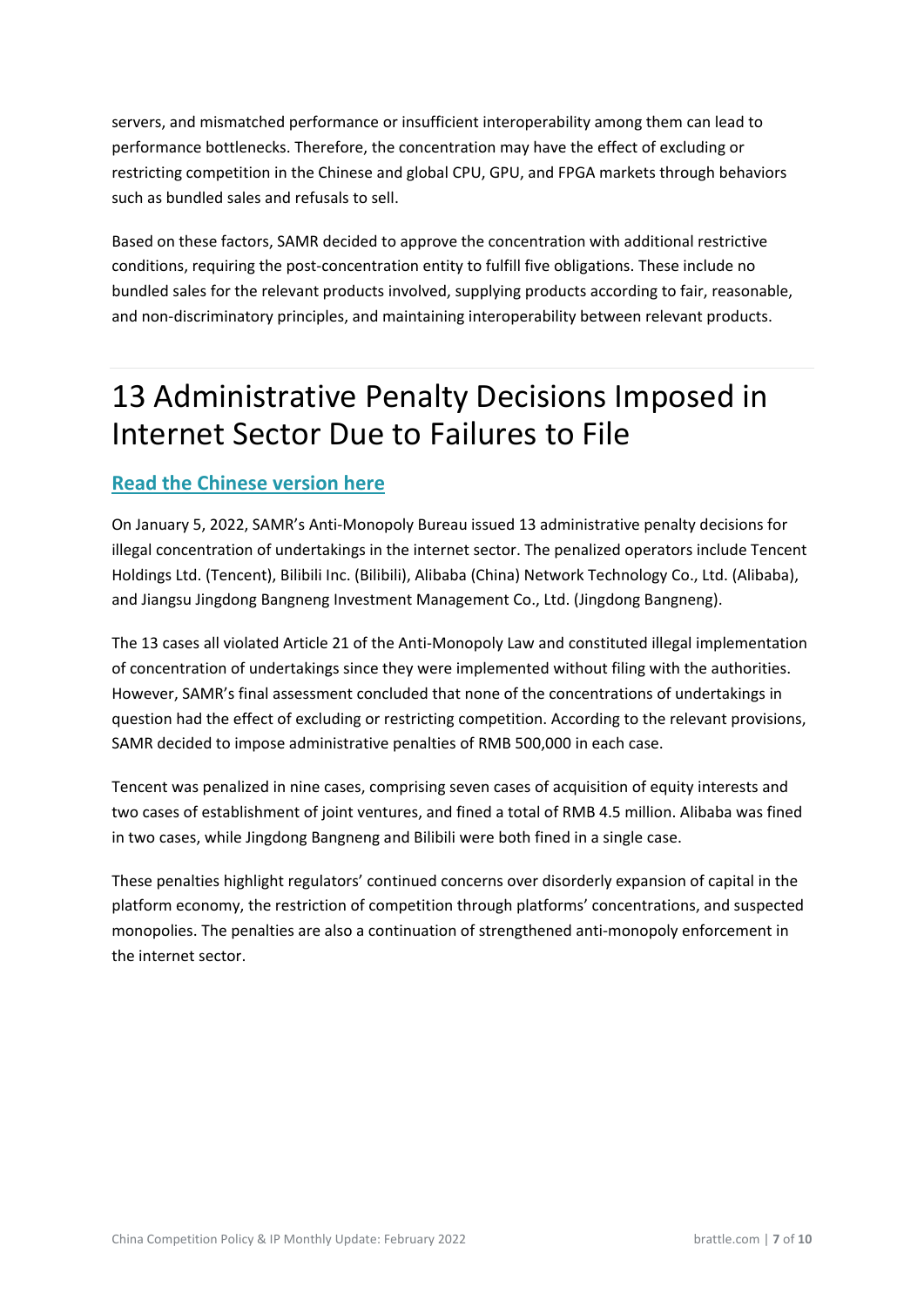servers, and mismatched performance or insufficient interoperability among them can lead to performance bottlenecks. Therefore, the concentration may have the effect of excluding or restricting competition in the Chinese and global CPU, GPU, and FPGA markets through behaviors such as bundled sales and refusals to sell.

Based on these factors, SAMR decided to approve the concentration with additional restrictive conditions, requiring the post-concentration entity to fulfill five obligations. These include no bundled sales for the relevant products involved, supplying products according to fair, reasonable, and non-discriminatory principles, and maintaining interoperability between relevant products.

# 13 Administrative Penalty Decisions Imposed in Internet Sector Due to Failures to File

**Read the Chinese version here**

On January 5, 2022, SAMR's Anti-Monopoly Bureau issued 13 administrative penalty decisions for illegal concentration of undertakings in the internet sector. The penalized operators include Tencent Holdings Ltd. (Tencent), Bilibili Inc. (Bilibili), Alibaba (China) Network Technology Co., Ltd. (Alibaba), and Jiangsu Jingdong Bangneng Investment Management Co., Ltd. (Jingdong Bangneng).

The 13 cases all violated Article 21 of the Anti-Monopoly Law and constituted illegal implementation of concentration of undertakings since they were implemented without filing with the authorities. However, SAMR's final assessment concluded that none of the concentrations of undertakings in question had the effect of excluding or restricting competition. According to the relevant provisions, SAMR decided to impose administrative penalties of RMB 500,000 in each case.

Tencent was penalized in nine cases, comprising seven cases of acquisition of equity interests and two cases of establishment of joint ventures, and fined a total of RMB 4.5 million. Alibaba was fined in two cases, while Jingdong Bangneng and Bilibili were both fined in a single case.

These penalties highlight regulators' continued concerns over disorderly expansion of capital in the platform economy, the restriction of competition through platforms' concentrations, and suspected monopolies. The penalties are also a continuation of strengthened anti-monopoly enforcement in the internet sector.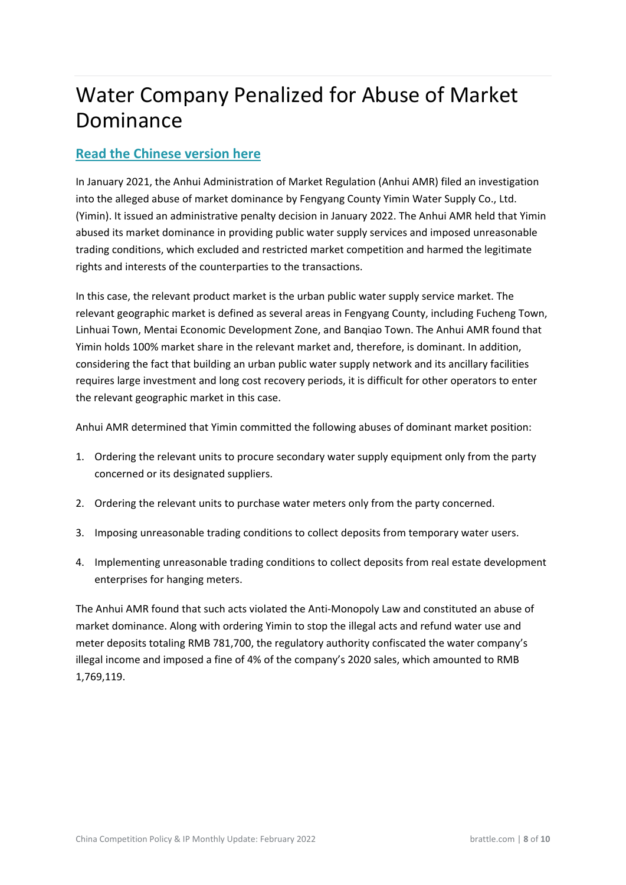# Water Company Penalized for Abuse of Market Dominance

**Read the Chinese version here**

In January 2021, the Anhui Administration of Market Regulation (Anhui AMR) filed an investigation into the alleged abuse of market dominance by Fengyang County Yimin Water Supply Co., Ltd. (Yimin). It issued an administrative penalty decision in January 2022. The Anhui AMR held that Yimin abused its market dominance in providing public water supply services and imposed unreasonable trading conditions, which excluded and restricted market competition and harmed the legitimate rights and interests of the counterparties to the transactions.

In this case, the relevant product market is the urban public water supply service market. The relevant geographic market is defined as several areas in Fengyang County, including Fucheng Town, Linhuai Town, Mentai Economic Development Zone, and Banqiao Town. The Anhui AMR found that Yimin holds 100% market share in the relevant market and, therefore, is dominant. In addition, considering the fact that building an urban public water supply network and its ancillary facilities requires large investment and long cost recovery periods, it is difficult for other operators to enter the relevant geographic market in this case.

Anhui AMR determined that Yimin committed the following abuses of dominant market position:

1. Ordering the relevant units to procure secondary water supply equipment only from the party concerned or its designated suppliers.
2. Ordering the relevant units to purchase water meters only from the party concerned.
3. Imposing unreasonable trading conditions to collect deposits from temporary water users.
4. Implementing unreasonable trading conditions to collect deposits from real estate development enterprises for hanging meters.

The Anhui AMR found that such acts violated the Anti-Monopoly Law and constituted an abuse of market dominance. Along with ordering Yimin to stop the illegal acts and refund water use and meter deposits totaling RMB 781,700, the regulatory authority confiscated the water company's illegal income and imposed a fine of 4% of the company's 2020 sales, which amounted to RMB 1,769,119.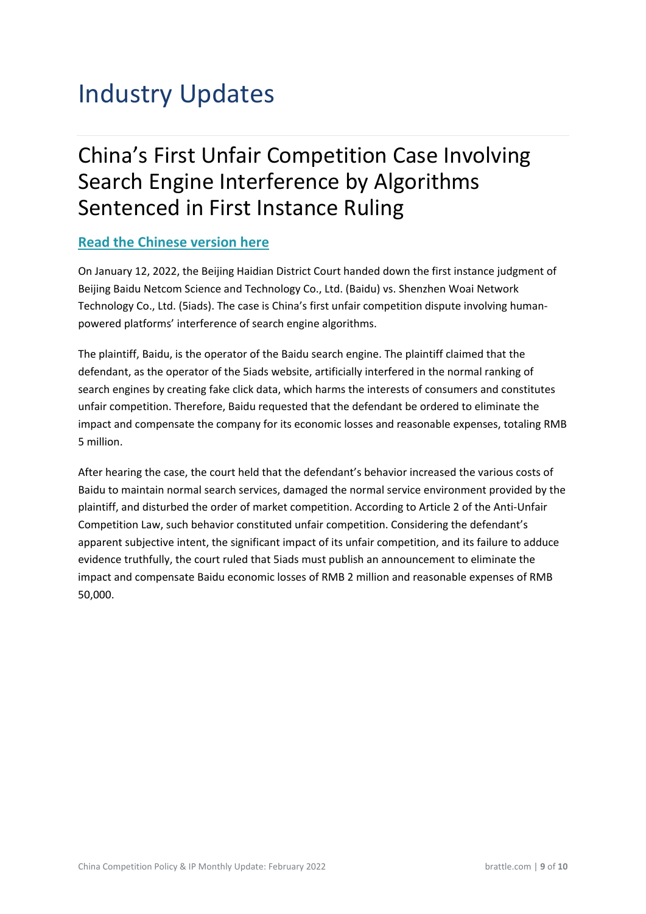# Industry Updates

## China's First Unfair Competition Case Involving Search Engine Interference by Algorithms Sentenced in First Instance Ruling

**Read the Chinese version here**

On January 12, 2022, the Beijing Haidian District Court handed down the first instance judgment of Beijing Baidu Netcom Science and Technology Co., Ltd. (Baidu) vs. Shenzhen Woai Network Technology Co., Ltd. (5iads). The case is China's first unfair competition dispute involving human-powered platforms' interference of search engine algorithms.

The plaintiff, Baidu, is the operator of the Baidu search engine. The plaintiff claimed that the defendant, as the operator of the 5iads website, artificially interfered in the normal ranking of search engines by creating fake click data, which harms the interests of consumers and constitutes unfair competition. Therefore, Baidu requested that the defendant be ordered to eliminate the impact and compensate the company for its economic losses and reasonable expenses, totaling RMB 5 million.

After hearing the case, the court held that the defendant's behavior increased the various costs of Baidu to maintain normal search services, damaged the normal service environment provided by the plaintiff, and disturbed the order of market competition. According to Article 2 of the Anti-Unfair Competition Law, such behavior constituted unfair competition. Considering the defendant's apparent subjective intent, the significant impact of its unfair competition, and its failure to adduce evidence truthfully, the court ruled that 5iads must publish an announcement to eliminate the impact and compensate Baidu economic losses of RMB 2 million and reasonable expenses of RMB 50,000.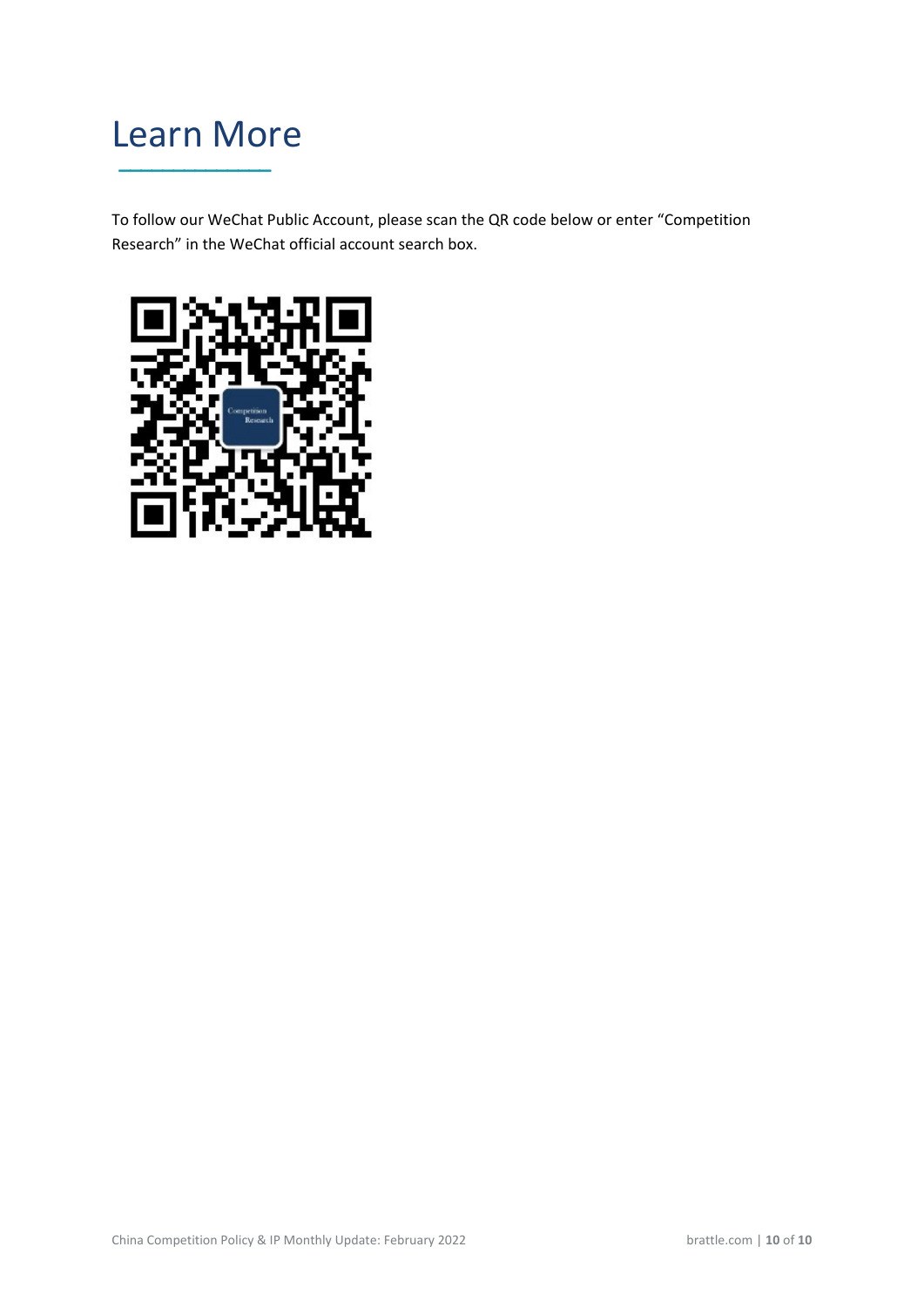# Learn More

To follow our WeChat Public Account, please scan the QR code below or enter "Competition Research" in the WeChat official account search box.